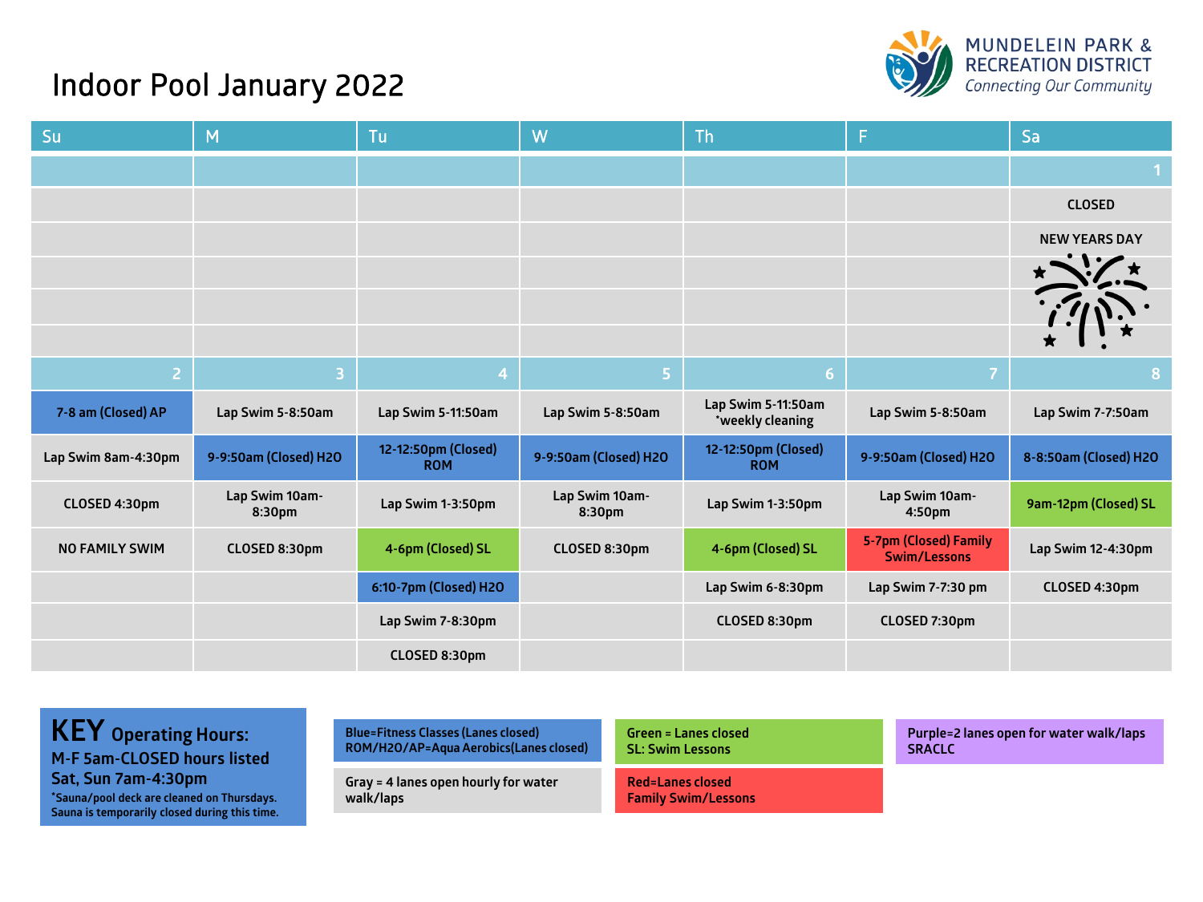# Indoor Pool January 2022

MUNDELEIN PARK & RECREATION DISTRICT
*Connecting Our Community*

| Su | M | Tu | W | Th | F | Sa |
|---|---|---|---|---|---|---|
| | | | | | | 1 |
| | | | | | | CLOSED |
| | | | | | | NEW YEARS DAY |
| 2 | 3 | 4 | 5 | 6 | 7 | 8 |
| 7-8 am (Closed) AP | Lap Swim 5-8:50am | Lap Swim 5-11:50am | Lap Swim 5-8:50am | Lap Swim 5-11:50am *weekly cleaning | Lap Swim 5-8:50am | Lap Swim 7-7:50am |
| Lap Swim 8am-4:30pm | 9-9:50am (Closed) H2O | 12-12:50pm (Closed) ROM | 9-9:50am (Closed) H2O | 12-12:50pm (Closed) ROM | 9-9:50am (Closed) H2O | 8-8:50am (Closed) H2O |
| CLOSED 4:30pm | Lap Swim 10am-8:30pm | Lap Swim 1-3:50pm | Lap Swim 10am-8:30pm | Lap Swim 1-3:50pm | Lap Swim 10am-4:50pm | 9am-12pm (Closed) SL |
| NO FAMILY SWIM | CLOSED 8:30pm | 4-6pm (Closed) SL | CLOSED 8:30pm | 4-6pm (Closed) SL | 5-7pm (Closed) Family Swim/Lessons | Lap Swim 12-4:30pm |
| | | 6:10-7pm (Closed) H2O | | Lap Swim 6-8:30pm | Lap Swim 7-7:30 pm | CLOSED 4:30pm |
| | | Lap Swim 7-8:30pm | | CLOSED 8:30pm | CLOSED 7:30pm | |
| | | CLOSED 8:30pm | | | | |

**KEY Operating Hours:**
M-F 5am-CLOSED hours listed
Sat, Sun 7am-4:30pm
*Sauna/pool deck are cleaned on Thursdays. Sauna is temporarily closed during this time.

Blue=Fitness Classes (Lanes closed)
ROM/H2O/AP=Aqua Aerobics(Lanes closed)

Gray = 4 lanes open hourly for water walk/laps

Green = Lanes closed
SL: Swim Lessons

Red=Lanes closed
Family Swim/Lessons

Purple=2 lanes open for water walk/laps
SRACLC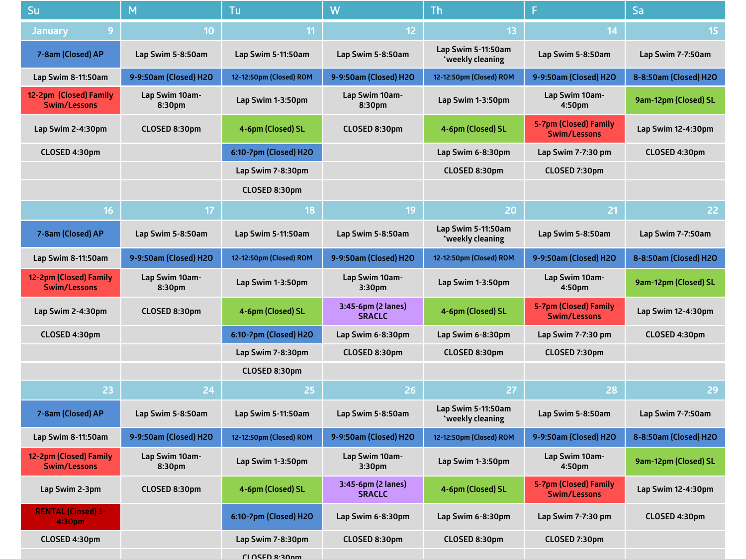| Su | M | Tu | W | Th | F | Sa |
|---|---|---|---|---|---|---|
| January 9 | 10 | 11 | 12 | 13 | 14 | 15 |
| 7-8am (Closed) AP | Lap Swim 5-8:50am | Lap Swim 5-11:50am | Lap Swim 5-8:50am | Lap Swim 5-11:50am *weekly cleaning | Lap Swim 5-8:50am | Lap Swim 7-7:50am |
| Lap Swim 8-11:50am | 9-9:50am (Closed) H2O | 12-12:50pm (Closed) ROM | 9-9:50am (Closed) H2O | 12-12:50pm (Closed) ROM | 9-9:50am (Closed) H2O | 8-8:50am (Closed) H2O |
| 12-2pm (Closed) Family Swim/Lessons | Lap Swim 10am-8:30pm | Lap Swim 1-3:50pm | Lap Swim 10am-8:30pm | Lap Swim 1-3:50pm | Lap Swim 10am-4:50pm | 9am-12pm (Closed) SL |
| Lap Swim 2-4:30pm | CLOSED 8:30pm | 4-6pm (Closed) SL | CLOSED 8:30pm | 4-6pm (Closed) SL | 5-7pm (Closed) Family Swim/Lessons | Lap Swim 12-4:30pm |
| CLOSED 4:30pm | | 6:10-7pm (Closed) H2O | | Lap Swim 6-8:30pm | Lap Swim 7-7:30 pm | CLOSED 4:30pm |
| | | Lap Swim 7-8:30pm | | CLOSED 8:30pm | CLOSED 7:30pm | |
| | | CLOSED 8:30pm | | | | |
| 16 | 17 | 18 | 19 | 20 | 21 | 22 |
| 7-8am (Closed) AP | Lap Swim 5-8:50am | Lap Swim 5-11:50am | Lap Swim 5-8:50am | Lap Swim 5-11:50am *weekly cleaning | Lap Swim 5-8:50am | Lap Swim 7-7:50am |
| Lap Swim 8-11:50am | 9-9:50am (Closed) H2O | 12-12:50pm (Closed) ROM | 9-9:50am (Closed) H2O | 12-12:50pm (Closed) ROM | 9-9:50am (Closed) H2O | 8-8:50am (Closed) H2O |
| 12-2pm (Closed) Family Swim/Lessons | Lap Swim 10am-8:30pm | Lap Swim 1-3:50pm | Lap Swim 10am-3:30pm | Lap Swim 1-3:50pm | Lap Swim 10am-4:50pm | 9am-12pm (Closed) SL |
| Lap Swim 2-4:30pm | CLOSED 8:30pm | 4-6pm (Closed) SL | 3:45-6pm (2 lanes) SRACLC | 4-6pm (Closed) SL | 5-7pm (Closed) Family Swim/Lessons | Lap Swim 12-4:30pm |
| CLOSED 4:30pm | | 6:10-7pm (Closed) H2O | Lap Swim 6-8:30pm | Lap Swim 6-8:30pm | Lap Swim 7-7:30 pm | CLOSED 4:30pm |
| | | Lap Swim 7-8:30pm | CLOSED 8:30pm | CLOSED 8:30pm | CLOSED 7:30pm | |
| | | CLOSED 8:30pm | | | | |
| 23 | 24 | 25 | 26 | 27 | 28 | 29 |
| 7-8am (Closed) AP | Lap Swim 5-8:50am | Lap Swim 5-11:50am | Lap Swim 5-8:50am | Lap Swim 5-11:50am *weekly cleaning | Lap Swim 5-8:50am | Lap Swim 7-7:50am |
| Lap Swim 8-11:50am | 9-9:50am (Closed) H2O | 12-12:50pm (Closed) ROM | 9-9:50am (Closed) H2O | 12-12:50pm (Closed) ROM | 9-9:50am (Closed) H2O | 8-8:50am (Closed) H2O |
| 12-2pm (Closed) Family Swim/Lessons | Lap Swim 10am-8:30pm | Lap Swim 1-3:50pm | Lap Swim 10am-3:30pm | Lap Swim 1-3:50pm | Lap Swim 10am-4:50pm | 9am-12pm (Closed) SL |
| Lap Swim 2-3pm | CLOSED 8:30pm | 4-6pm (Closed) SL | 3:45-6pm (2 lanes) SRACLC | 4-6pm (Closed) SL | 5-7pm (Closed) Family Swim/Lessons | Lap Swim 12-4:30pm |
| RENTAL (Closed) 3-4:30pm | | 6:10-7pm (Closed) H2O | Lap Swim 6-8:30pm | Lap Swim 6-8:30pm | Lap Swim 7-7:30 pm | CLOSED 4:30pm |
| CLOSED 4:30pm | | Lap Swim 7-8:30pm | CLOSED 8:30pm | CLOSED 8:30pm | CLOSED 7:30pm | |
| | | CLOSED 8:30pm | | | | |